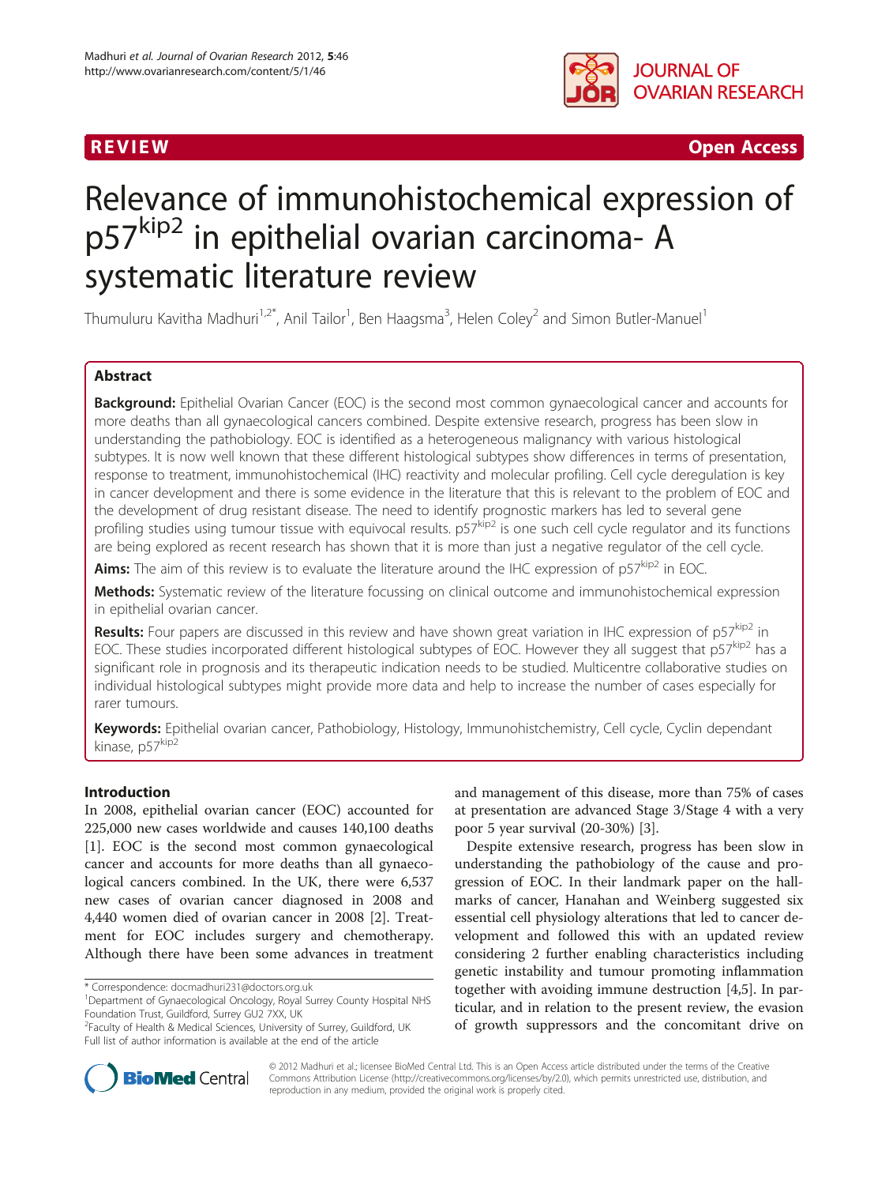REVIEW Open Access

# Relevance of immunohistochemical expression of $p57^{kip2}$ in epithelial ovarian carcinoma- A systematic literature review

Thumuluru Kavitha Madhuri[1,2*], Anil Tailor[1], Ben Haagsma[3], Helen Coley[2] and Simon Butler-Manuel[1]

## Abstract

**Background:** Epithelial Ovarian Cancer (EOC) is the second most common gynaecological cancer and accounts for more deaths than all gynaecological cancers combined. Despite extensive research, progress has been slow in understanding the pathobiology. EOC is identified as a heterogeneous malignancy with various histological subtypes. It is now well known that these different histological subtypes show differences in terms of presentation, response to treatment, immunohistochemical (IHC) reactivity and molecular profiling. Cell cycle deregulation is key in cancer development and there is some evidence in the literature that this is relevant to the problem of EOC and the development of drug resistant disease. The need to identify prognostic markers has led to several gene profiling studies using tumour tissue with equivocal results. $p57^{kip2}$ is one such cell cycle regulator and its functions are being explored as recent research has shown that it is more than just a negative regulator of the cell cycle.

**Aims:** The aim of this review is to evaluate the literature around the IHC expression of $p57^{kip2}$ in EOC.

**Methods:** Systematic review of the literature focussing on clinical outcome and immunohistochemical expression in epithelial ovarian cancer.

**Results:** Four papers are discussed in this review and have shown great variation in IHC expression of $p57^{kip2}$ in EOC. These studies incorporated different histological subtypes of EOC. However they all suggest that $p57^{kip2}$ has a significant role in prognosis and its therapeutic indication needs to be studied. Multicentre collaborative studies on individual histological subtypes might provide more data and help to increase the number of cases especially for rarer tumours.

**Keywords:** Epithelial ovarian cancer, Pathobiology, Histology, Immunohistchemistry, Cell cycle, Cyclin dependant kinase, $p57^{kip2}$

## Introduction

In 2008, epithelial ovarian cancer (EOC) accounted for 225,000 new cases worldwide and causes 140,100 deaths [1]. EOC is the second most common gynaecological cancer and accounts for more deaths than all gynaecological cancers combined. In the UK, there were 6,537 new cases of ovarian cancer diagnosed in 2008 and 4,440 women died of ovarian cancer in 2008 [2]. Treatment for EOC includes surgery and chemotherapy. Although there have been some advances in treatment and management of this disease, more than 75% of cases at presentation are advanced Stage 3/Stage 4 with a very poor 5 year survival (20-30%) [3].

Despite extensive research, progress has been slow in understanding the pathobiology of the cause and progression of EOC. In their landmark paper on the hallmarks of cancer, Hanahan and Weinberg suggested six essential cell physiology alterations that led to cancer development and followed this with an updated review considering 2 further enabling characteristics including genetic instability and tumour promoting inflammation together with avoiding immune destruction [4,5]. In particular, and in relation to the present review, the evasion of growth suppressors and the concomitant drive on

\* Correspondence: docmadhuri231@doctors.org.uk
[1]Department of Gynaecological Oncology, Royal Surrey County Hospital NHS Foundation Trust, Guildford, Surrey GU2 7XX, UK
[2]Faculty of Health & Medical Sciences, University of Surrey, Guildford, UK
Full list of author information is available at the end of the article

© 2012 Madhuri et al.; licensee BioMed Central Ltd. This is an Open Access article distributed under the terms of the Creative Commons Attribution License (http://creativecommons.org/licenses/by/2.0), which permits unrestricted use, distribution, and reproduction in any medium, provided the original work is properly cited.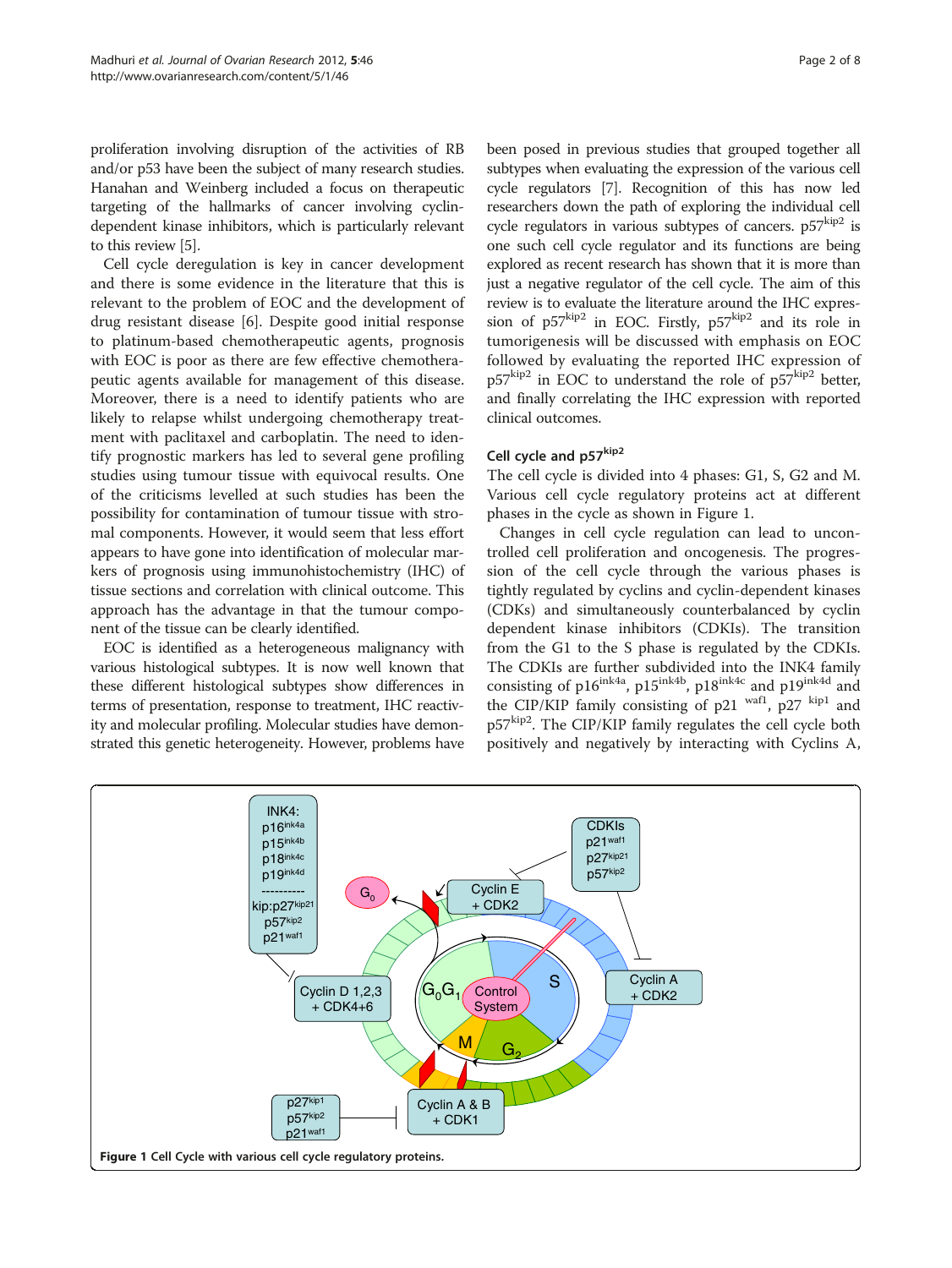proliferation involving disruption of the activities of RB and/or p53 have been the subject of many research studies. Hanahan and Weinberg included a focus on therapeutic targeting of the hallmarks of cancer involving cyclin-dependent kinase inhibitors, which is particularly relevant to this review [5].

Cell cycle deregulation is key in cancer development and there is some evidence in the literature that this is relevant to the problem of EOC and the development of drug resistant disease [6]. Despite good initial response to platinum-based chemotherapeutic agents, prognosis with EOC is poor as there are few effective chemotherapeutic agents available for management of this disease. Moreover, there is a need to identify patients who are likely to relapse whilst undergoing chemotherapy treatment with paclitaxel and carboplatin. The need to identify prognostic markers has led to several gene profiling studies using tumour tissue with equivocal results. One of the criticisms levelled at such studies has been the possibility for contamination of tumour tissue with stromal components. However, it would seem that less effort appears to have gone into identification of molecular markers of prognosis using immunohistochemistry (IHC) of tissue sections and correlation with clinical outcome. This approach has the advantage in that the tumour component of the tissue can be clearly identified.

EOC is identified as a heterogeneous malignancy with various histological subtypes. It is now well known that these different histological subtypes show differences in terms of presentation, response to treatment, IHC reactivity and molecular profiling. Molecular studies have demonstrated this genetic heterogeneity. However, problems have been posed in previous studies that grouped together all subtypes when evaluating the expression of the various cell cycle regulators [7]. Recognition of this has now led researchers down the path of exploring the individual cell cycle regulators in various subtypes of cancers. $p57^{kip2}$ is one such cell cycle regulator and its functions are being explored as recent research has shown that it is more than just a negative regulator of the cell cycle. The aim of this review is to evaluate the literature around the IHC expression of $p57^{kip2}$ in EOC. Firstly, $p57^{kip2}$ and its role in tumorigenesis will be discussed with emphasis on EOC followed by evaluating the reported IHC expression of $p57^{kip2}$ in EOC to understand the role of $p57^{kip2}$ better, and finally correlating the IHC expression with reported clinical outcomes.

## Cell cycle and $p57^{kip2}$

The cell cycle is divided into 4 phases: G1, S, G2 and M. Various cell cycle regulatory proteins act at different phases in the cycle as shown in Figure 1.

Changes in cell cycle regulation can lead to uncontrolled cell proliferation and oncogenesis. The progression of the cell cycle through the various phases is tightly regulated by cyclins and cyclin-dependent kinases (CDKs) and simultaneously counterbalanced by cyclin dependent kinase inhibitors (CDKIs). The transition from the G1 to the S phase is regulated by the CDKIs. The CDKIs are further subdivided into the INK4 family consisting of $p16^{ink4a}$, $p15^{ink4b}$, $p18^{ink4c}$ and $p19^{ink4d}$ and the CIP/KIP family consisting of $p21^{waf1}$, $p27^{kip1}$ and $p57^{kip2}$. The CIP/KIP family regulates the cell cycle both positively and negatively by interacting with Cyclins A,

**Figure 1** Cell Cycle with various cell cycle regulatory proteins.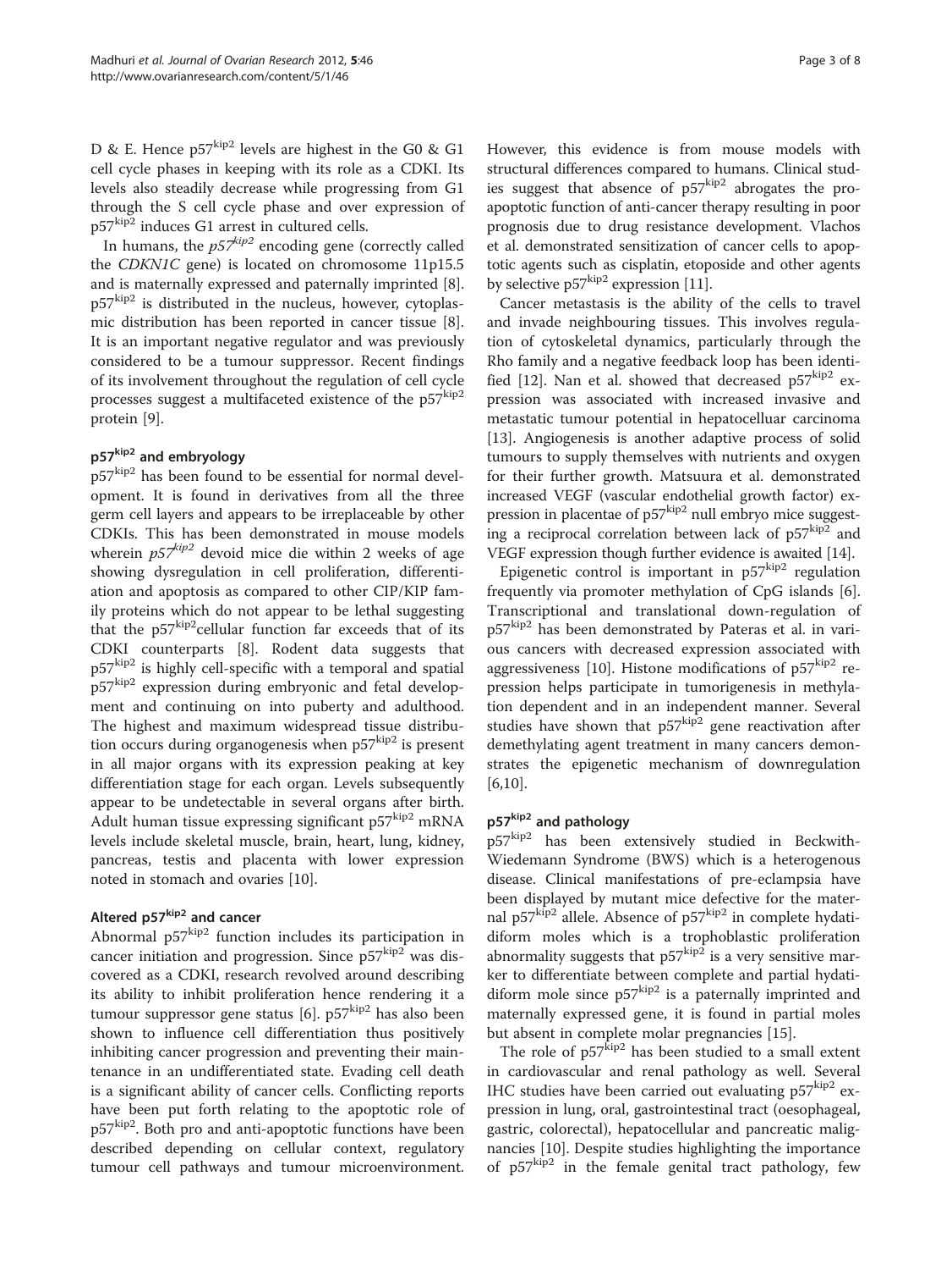D & E. Hence $p57^{kip2}$ levels are highest in the G0 & G1 cell cycle phases in keeping with its role as a CDKI. Its levels also steadily decrease while progressing from G1 through the S cell cycle phase and over expression of $p57^{kip2}$ induces G1 arrest in cultured cells.

In humans, the *$p57^{kip2}$* encoding gene (correctly called the *CDKN1C* gene) is located on chromosome 11p15.5 and is maternally expressed and paternally imprinted [8]. $p57^{kip2}$ is distributed in the nucleus, however, cytoplasmic distribution has been reported in cancer tissue [8]. It is an important negative regulator and was previously considered to be a tumour suppressor. Recent findings of its involvement throughout the regulation of cell cycle processes suggest a multifaceted existence of the $p57^{kip2}$ protein [9].

## $p57^{kip2}$ and embryology

$p57^{kip2}$ has been found to be essential for normal development. It is found in derivatives from all the three germ cell layers and appears to be irreplaceable by other CDKIs. This has been demonstrated in mouse models wherein *$p57^{kip2}$* devoid mice die within 2 weeks of age showing dysregulation in cell proliferation, differentiation and apoptosis as compared to other CIP/KIP family proteins which do not appear to be lethal suggesting that the $p57^{kip2}$cellular function far exceeds that of its CDKI counterparts [8]. Rodent data suggests that $p57^{kip2}$ is highly cell-specific with a temporal and spatial $p57^{kip2}$ expression during embryonic and fetal development and continuing on into puberty and adulthood. The highest and maximum widespread tissue distribution occurs during organogenesis when $p57^{kip2}$ is present in all major organs with its expression peaking at key differentiation stage for each organ. Levels subsequently appear to be undetectable in several organs after birth. Adult human tissue expressing significant $p57^{kip2}$ mRNA levels include skeletal muscle, brain, heart, lung, kidney, pancreas, testis and placenta with lower expression noted in stomach and ovaries [10].

## Altered $p57^{kip2}$ and cancer

Abnormal $p57^{kip2}$ function includes its participation in cancer initiation and progression. Since $p57^{kip2}$ was discovered as a CDKI, research revolved around describing its ability to inhibit proliferation hence rendering it a tumour suppressor gene status [6]. $p57^{kip2}$ has also been shown to influence cell differentiation thus positively inhibiting cancer progression and preventing their maintenance in an undifferentiated state. Evading cell death is a significant ability of cancer cells. Conflicting reports have been put forth relating to the apoptotic role of $p57^{kip2}$. Both pro and anti-apoptotic functions have been described depending on cellular context, regulatory tumour cell pathways and tumour microenvironment. However, this evidence is from mouse models with structural differences compared to humans. Clinical studies suggest that absence of $p57^{kip2}$ abrogates the pro-apoptotic function of anti-cancer therapy resulting in poor prognosis due to drug resistance development. Vlachos et al. demonstrated sensitization of cancer cells to apoptotic agents such as cisplatin, etoposide and other agents by selective $p57^{kip2}$ expression [11].

Cancer metastasis is the ability of the cells to travel and invade neighbouring tissues. This involves regulation of cytoskeletal dynamics, particularly through the Rho family and a negative feedback loop has been identified [12]. Nan et al. showed that decreased $p57^{kip2}$ expression was associated with increased invasive and metastatic tumour potential in hepatocelluar carcinoma [13]. Angiogenesis is another adaptive process of solid tumours to supply themselves with nutrients and oxygen for their further growth. Matsuura et al. demonstrated increased VEGF (vascular endothelial growth factor) expression in placentae of $p57^{kip2}$ null embryo mice suggesting a reciprocal correlation between lack of $p57^{kip2}$ and VEGF expression though further evidence is awaited [14].

Epigenetic control is important in $p57^{kip2}$ regulation frequently via promoter methylation of CpG islands [6]. Transcriptional and translational down-regulation of $p57^{kip2}$ has been demonstrated by Pateras et al. in various cancers with decreased expression associated with aggressiveness [10]. Histone modifications of $p57^{kip2}$ repression helps participate in tumorigenesis in methylation dependent and in an independent manner. Several studies have shown that $p57^{kip2}$ gene reactivation after demethylating agent treatment in many cancers demonstrates the epigenetic mechanism of downregulation [6,10].

## $p57^{kip2}$ and pathology

$p57^{kip2}$ has been extensively studied in Beckwith-Wiedemann Syndrome (BWS) which is a heterogenous disease. Clinical manifestations of pre-eclampsia have been displayed by mutant mice defective for the maternal $p57^{kip2}$ allele. Absence of $p57^{kip2}$ in complete hydatidiform moles which is a trophoblastic proliferation abnormality suggests that $p57^{kip2}$ is a very sensitive marker to differentiate between complete and partial hydatidiform mole since $p57^{kip2}$ is a paternally imprinted and maternally expressed gene, it is found in partial moles but absent in complete molar pregnancies [15].

The role of $p57^{kip2}$ has been studied to a small extent in cardiovascular and renal pathology as well. Several IHC studies have been carried out evaluating $p57^{kip2}$ expression in lung, oral, gastrointestinal tract (oesophageal, gastric, colorectal), hepatocellular and pancreatic malignancies [10]. Despite studies highlighting the importance of $p57^{kip2}$ in the female genital tract pathology, few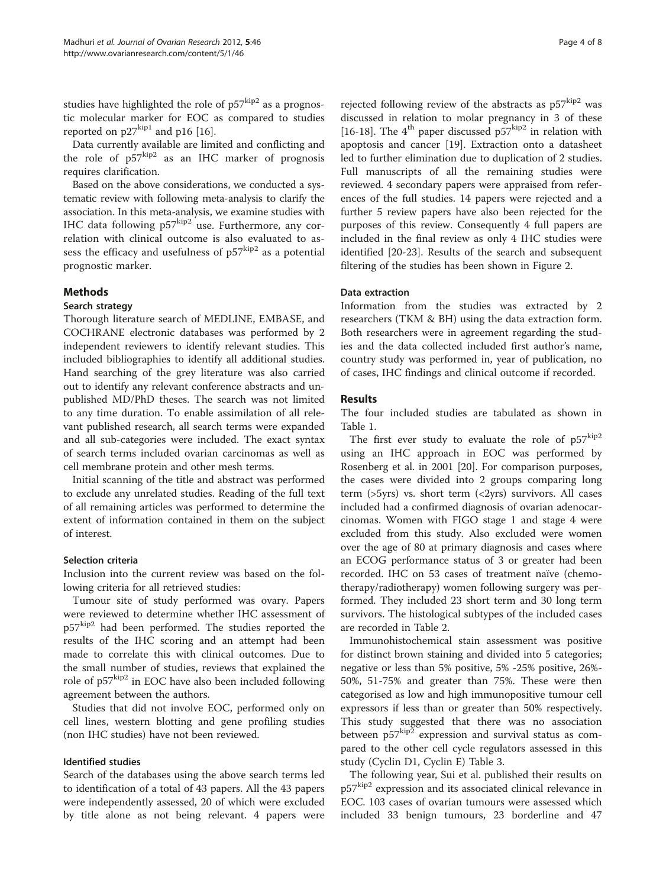studies have highlighted the role of $p57^{kip2}$ as a prognostic molecular marker for EOC as compared to studies reported on $p27^{kip1}$ and p16 [16].

Data currently available are limited and conflicting and the role of $p57^{kip2}$ as an IHC marker of prognosis requires clarification.

Based on the above considerations, we conducted a systematic review with following meta-analysis to clarify the association. In this meta-analysis, we examine studies with IHC data following $p57^{kip2}$ use. Furthermore, any correlation with clinical outcome is also evaluated to assess the efficacy and usefulness of $p57^{kip2}$ as a potential prognostic marker.

## Methods

### Search strategy

Thorough literature search of MEDLINE, EMBASE, and COCHRANE electronic databases was performed by 2 independent reviewers to identify relevant studies. This included bibliographies to identify all additional studies. Hand searching of the grey literature was also carried out to identify any relevant conference abstracts and unpublished MD/PhD theses. The search was not limited to any time duration. To enable assimilation of all relevant published research, all search terms were expanded and all sub-categories were included. The exact syntax of search terms included ovarian carcinomas as well as cell membrane protein and other mesh terms.

Initial scanning of the title and abstract was performed to exclude any unrelated studies. Reading of the full text of all remaining articles was performed to determine the extent of information contained in them on the subject of interest.

#### Selection criteria

Inclusion into the current review was based on the following criteria for all retrieved studies:

Tumour site of study performed was ovary. Papers were reviewed to determine whether IHC assessment of $p57^{kip2}$ had been performed. The studies reported the results of the IHC scoring and an attempt had been made to correlate this with clinical outcomes. Due to the small number of studies, reviews that explained the role of $p57^{kip2}$ in EOC have also been included following agreement between the authors.

Studies that did not involve EOC, performed only on cell lines, western blotting and gene profiling studies (non IHC studies) have not been reviewed.

#### Identified studies

Search of the databases using the above search terms led to identification of a total of 43 papers. All the 43 papers were independently assessed, 20 of which were excluded by title alone as not being relevant. 4 papers were rejected following review of the abstracts as $p57^{kip2}$ was discussed in relation to molar pregnancy in 3 of these [16-18]. The $4^{th}$ paper discussed $p57^{kip2}$ in relation with apoptosis and cancer [19]. Extraction onto a datasheet led to further elimination due to duplication of 2 studies. Full manuscripts of all the remaining studies were reviewed. 4 secondary papers were appraised from references of the full studies. 14 papers were rejected and a further 5 review papers have also been rejected for the purposes of this review. Consequently 4 full papers are included in the final review as only 4 IHC studies were identified [20-23]. Results of the search and subsequent filtering of the studies has been shown in Figure 2.

#### Data extraction

Information from the studies was extracted by 2 researchers (TKM & BH) using the data extraction form. Both researchers were in agreement regarding the studies and the data collected included first author's name, country study was performed in, year of publication, no of cases, IHC findings and clinical outcome if recorded.

## Results

The four included studies are tabulated as shown in Table 1.

The first ever study to evaluate the role of $p57^{kip2}$ using an IHC approach in EOC was performed by Rosenberg et al. in 2001 [20]. For comparison purposes, the cases were divided into 2 groups comparing long term (>5yrs) vs. short term (<2yrs) survivors. All cases included had a confirmed diagnosis of ovarian adenocarcinomas. Women with FIGO stage 1 and stage 4 were excluded from this study. Also excluded were women over the age of 80 at primary diagnosis and cases where an ECOG performance status of 3 or greater had been recorded. IHC on 53 cases of treatment naïve (chemotherapy/radiotherapy) women following surgery was performed. They included 23 short term and 30 long term survivors. The histological subtypes of the included cases are recorded in Table 2.

Immunohistochemical stain assessment was positive for distinct brown staining and divided into 5 categories; negative or less than 5% positive, 5% -25% positive, 26%-50%, 51-75% and greater than 75%. These were then categorised as low and high immunopositive tumour cell expressors if less than or greater than 50% respectively. This study suggested that there was no association between $p57^{kip2}$ expression and survival status as compared to the other cell cycle regulators assessed in this study (Cyclin D1, Cyclin E) Table 3.

The following year, Sui et al. published their results on $p57^{kip2}$ expression and its associated clinical relevance in EOC. 103 cases of ovarian tumours were assessed which included 33 benign tumours, 23 borderline and 47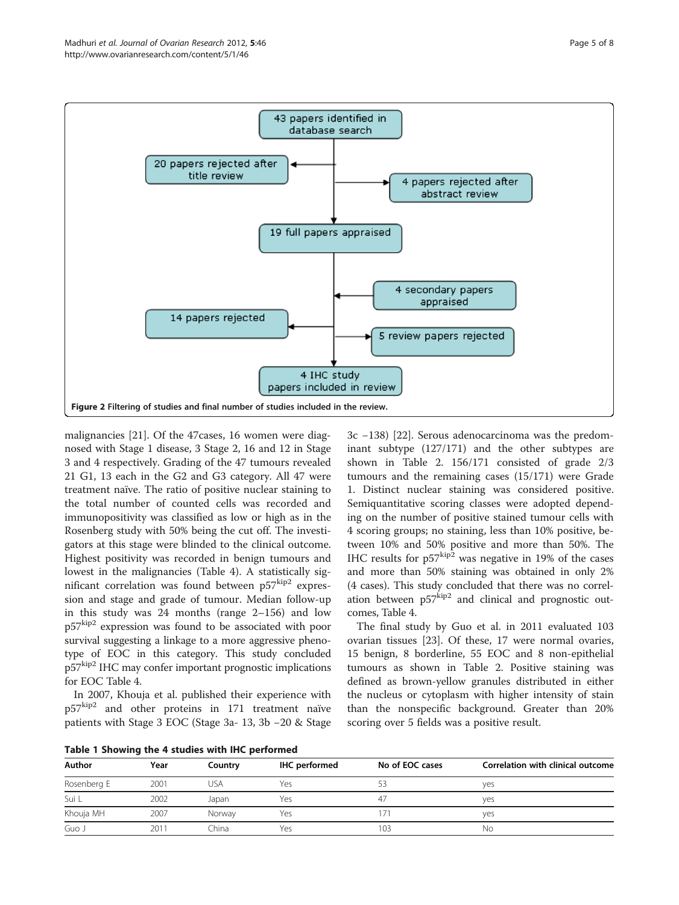43 papers identified in database search

20 papers rejected after title review

4 papers rejected after abstract review

19 full papers appraised

4 secondary papers appraised

14 papers rejected

5 review papers rejected

4 IHC study papers included in review

**Figure 2** Filtering of studies and final number of studies included in the review.

malignancies [21]. Of the 47cases, 16 women were diagnosed with Stage 1 disease, 3 Stage 2, 16 and 12 in Stage 3 and 4 respectively. Grading of the 47 tumours revealed 21 G1, 13 each in the G2 and G3 category. All 47 were treatment naïve. The ratio of positive nuclear staining to the total number of counted cells was recorded and immunopositivity was classified as low or high as in the Rosenberg study with 50% being the cut off. The investigators at this stage were blinded to the clinical outcome. Highest positivity was recorded in benign tumours and lowest in the malignancies (Table 4). A statistically significant correlation was found between p57$^{kip2}$ expression and stage and grade of tumour. Median follow-up in this study was 24 months (range 2–156) and low p57$^{kip2}$ expression was found to be associated with poor survival suggesting a linkage to a more aggressive phenotype of EOC in this category. This study concluded p57$^{kip2}$ IHC may confer important prognostic implications for EOC Table 4.

In 2007, Khouja et al. published their experience with p57$^{kip2}$ and other proteins in 171 treatment naïve patients with Stage 3 EOC (Stage 3a- 13, 3b –20 & Stage 3c –138) [22]. Serous adenocarcinoma was the predominant subtype (127/171) and the other subtypes are shown in Table 2. 156/171 consisted of grade 2/3 tumours and the remaining cases (15/171) were Grade 1. Distinct nuclear staining was considered positive. Semiquantitative scoring classes were adopted depending on the number of positive stained tumour cells with 4 scoring groups; no staining, less than 10% positive, between 10% and 50% positive and more than 50%. The IHC results for p57$^{kip2}$ was negative in 19% of the cases and more than 50% staining was obtained in only 2% (4 cases). This study concluded that there was no correlation between p57$^{kip2}$ and clinical and prognostic outcomes, Table 4.

The final study by Guo et al. in 2011 evaluated 103 ovarian tissues [23]. Of these, 17 were normal ovaries, 15 benign, 8 borderline, 55 EOC and 8 non-epithelial tumours as shown in Table 2. Positive staining was defined as brown-yellow granules distributed in either the nucleus or cytoplasm with higher intensity of stain than the nonspecific background. Greater than 20% scoring over 5 fields was a positive result.

**Table 1 Showing the 4 studies with IHC performed**

| Author | Year | Country | IHC performed | No of EOC cases | Correlation with clinical outcome |
|---|---|---|---|---|---|
| Rosenberg E | 2001 | USA | Yes | 53 | yes |
| Sui L | 2002 | Japan | Yes | 47 | yes |
| Khouja MH | 2007 | Norway | Yes | 171 | yes |
| Guo J | 2011 | China | Yes | 103 | No |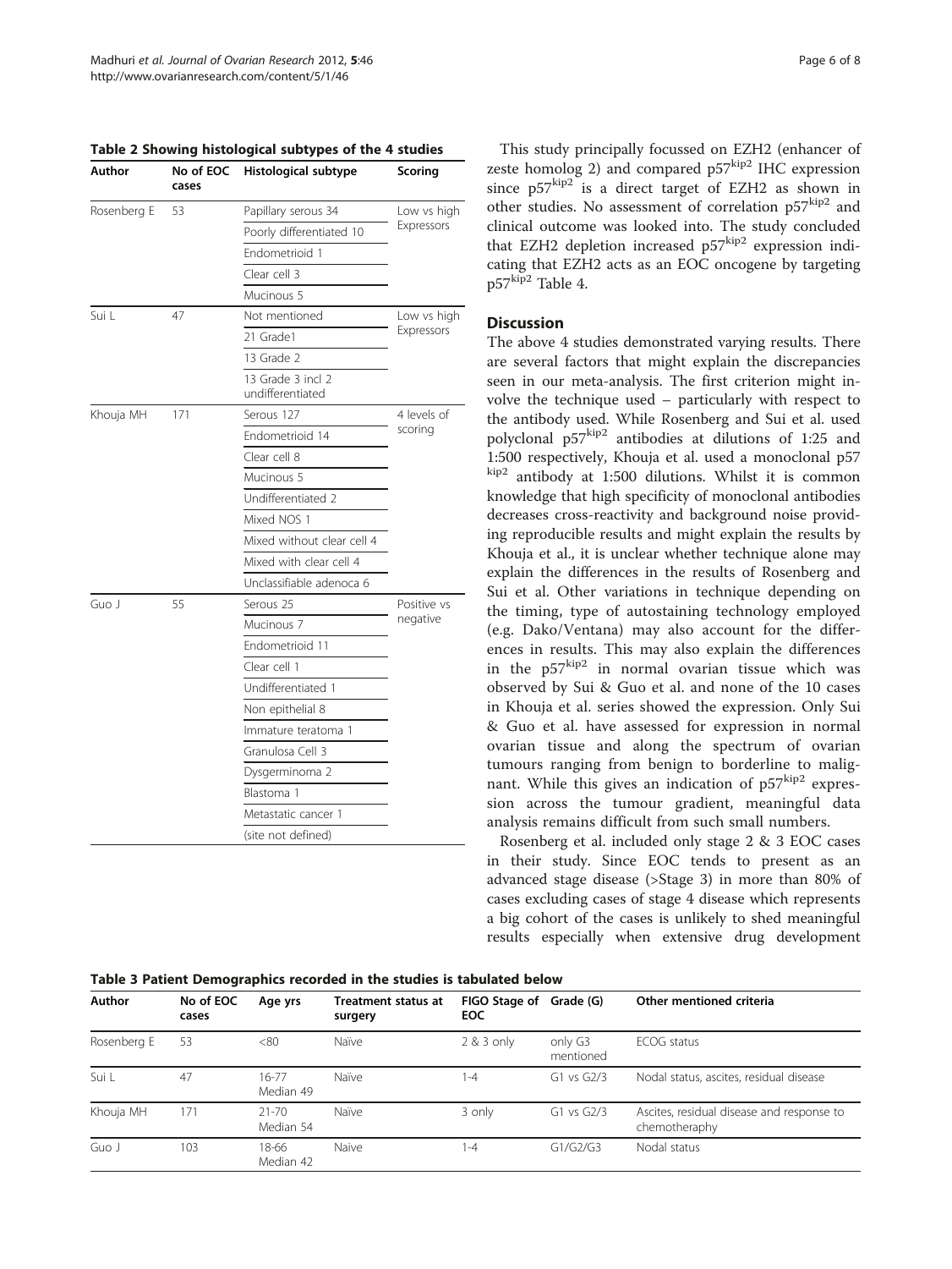**Table 2 Showing histological subtypes of the 4 studies**

| Author | No of EOC cases | Histological subtype | Scoring |
|---|---|---|---|
| Rosenberg E | 53 | Papillary serous 34 | Low vs high Expressors |
| | | Poorly differentiated 10 | |
| | | Endometrioid 1 | |
| | | Clear cell 3 | |
| | | Mucinous 5 | |
| Sui L | 47 | Not mentioned | Low vs high Expressors |
| | | 21 Grade1 | |
| | | 13 Grade 2 | |
| | | 13 Grade 3 incl 2 undifferentiated | |
| Khouja MH | 171 | Serous 127 | 4 levels of scoring |
| | | Endometrioid 14 | |
| | | Clear cell 8 | |
| | | Mucinous 5 | |
| | | Undifferentiated 2 | |
| | | Mixed NOS 1 | |
| | | Mixed without clear cell 4 | |
| | | Mixed with clear cell 4 | |
| | | Unclassifiable adenoca 6 | |
| Guo J | 55 | Serous 25 | Positive vs negative |
| | | Mucinous 7 | |
| | | Endometrioid 11 | |
| | | Clear cell 1 | |
| | | Undifferentiated 1 | |
| | | Non epithelial 8 | |
| | | Immature teratoma 1 | |
| | | Granulosa Cell 3 | |
| | | Dysgerminoma 2 | |
| | | Blastoma 1 | |
| | | Metastatic cancer 1 | |
| | | (site not defined) | |

This study principally focussed on EZH2 (enhancer of zeste homolog 2) and compared $p57^{kip2}$ IHC expression since $p57^{kip2}$ is a direct target of EZH2 as shown in other studies. No assessment of correlation $p57^{kip2}$ and clinical outcome was looked into. The study concluded that EZH2 depletion increased $p57^{kip2}$ expression indicating that EZH2 acts as an EOC oncogene by targeting $p57^{kip2}$ Table 4.

## Discussion

The above 4 studies demonstrated varying results. There are several factors that might explain the discrepancies seen in our meta-analysis. The first criterion might involve the technique used – particularly with respect to the antibody used. While Rosenberg and Sui et al. used polyclonal $p57^{kip2}$ antibodies at dilutions of 1:25 and 1:500 respectively, Khouja et al. used a monoclonal $p57^{kip2}$ antibody at 1:500 dilutions. Whilst it is common knowledge that high specificity of monoclonal antibodies decreases cross-reactivity and background noise providing reproducible results and might explain the results by Khouja et al., it is unclear whether technique alone may explain the differences in the results of Rosenberg and Sui et al. Other variations in technique depending on the timing, type of autostaining technology employed (e.g. Dako/Ventana) may also account for the differences in results. This may also explain the differences in the $p57^{kip2}$ in normal ovarian tissue which was observed by Sui & Guo et al. and none of the 10 cases in Khouja et al. series showed the expression. Only Sui & Guo et al. have assessed for expression in normal ovarian tissue and along the spectrum of ovarian tumours ranging from benign to borderline to malignant. While this gives an indication of $p57^{kip2}$ expression across the tumour gradient, meaningful data analysis remains difficult from such small numbers.

Rosenberg et al. included only stage 2 & 3 EOC cases in their study. Since EOC tends to present as an advanced stage disease (>Stage 3) in more than 80% of cases excluding cases of stage 4 disease which represents a big cohort of the cases is unlikely to shed meaningful results especially when extensive drug development

**Table 3 Patient Demographics recorded in the studies is tabulated below**

| Author | No of EOC cases | Age yrs | Treatment status at surgery | FIGO Stage of EOC | Grade (G) | Other mentioned criteria |
|---|---|---|---|---|---|---|
| Rosenberg E | 53 | <80 | Naïve | 2 & 3 only | only G3 mentioned | ECOG status |
| Sui L | 47 | 16-77 Median 49 | Naïve | 1-4 | G1 vs G2/3 | Nodal status, ascites, residual disease |
| Khouja MH | 171 | 21-70 Median 54 | Naïve | 3 only | G1 vs G2/3 | Ascites, residual disease and response to chemotheraphy |
| Guo J | 103 | 18-66 Median 42 | Naive | 1-4 | G1/G2/G3 | Nodal status |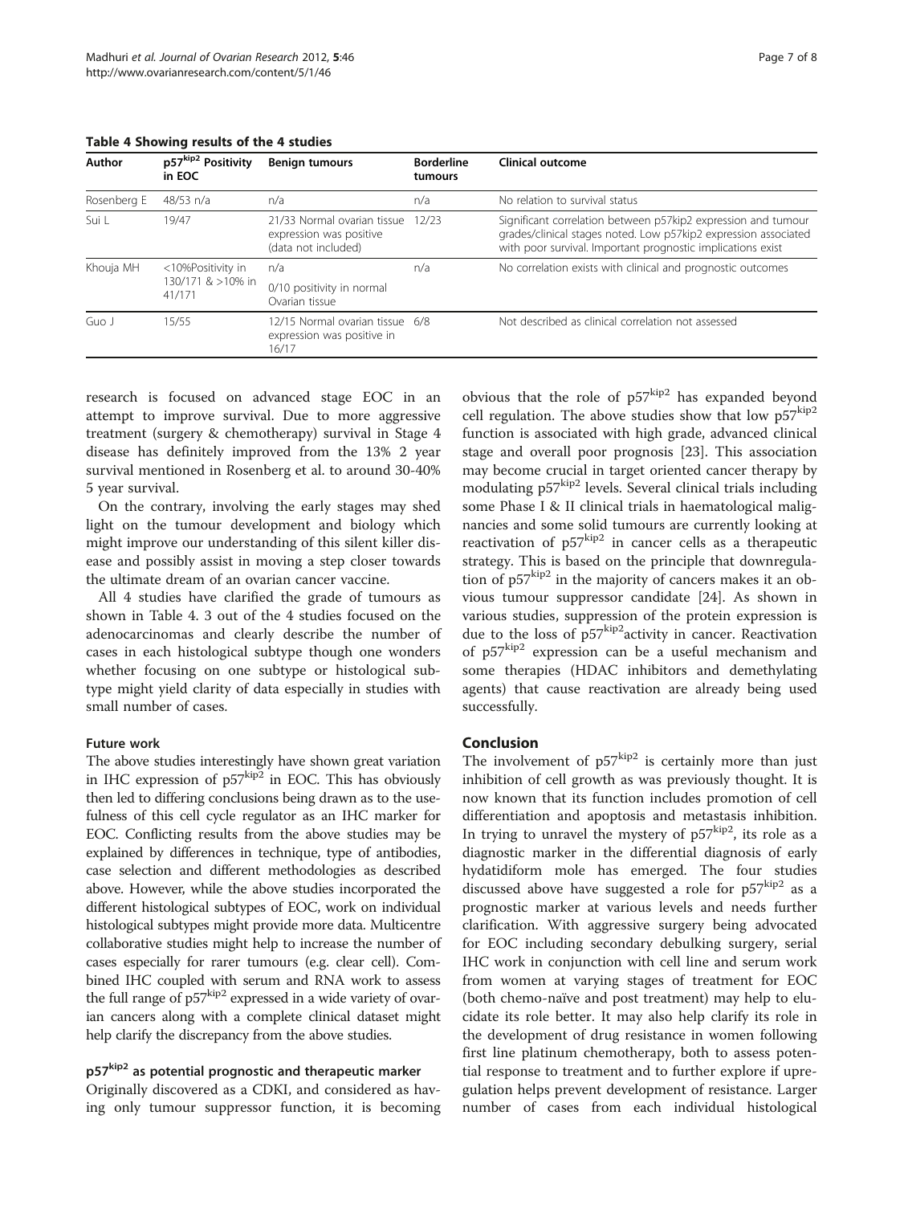**Table 4 Showing results of the 4 studies**

| Author | $p57^{kip2}$ Positivity in EOC | Benign tumours | Borderline tumours | Clinical outcome |
|---|---|---|---|---|
| Rosenberg E | 48/53 n/a | n/a | n/a | No relation to survival status |
| Sui L | 19/47 | 21/33 Normal ovarian tissue expression was positive (data not included) | 12/23 | Significant correlation between p57kip2 expression and tumour grades/clinical stages noted. Low p57kip2 expression associated with poor survival. Important prognostic implications exist |
| Khouja MH | <10%Positivity in 130/171 & >10% in 41/171 | n/a<br>0/10 positivity in normal Ovarian tissue | n/a | No correlation exists with clinical and prognostic outcomes |
| Guo J | 15/55 | 12/15 Normal ovarian tissue expression was positive in 16/17 | 6/8 | Not described as clinical correlation not assessed |

research is focused on advanced stage EOC in an attempt to improve survival. Due to more aggressive treatment (surgery & chemotherapy) survival in Stage 4 disease has definitely improved from the 13% 2 year survival mentioned in Rosenberg et al. to around 30-40% 5 year survival.

On the contrary, involving the early stages may shed light on the tumour development and biology which might improve our understanding of this silent killer disease and possibly assist in moving a step closer towards the ultimate dream of an ovarian cancer vaccine.

All 4 studies have clarified the grade of tumours as shown in Table 4. 3 out of the 4 studies focused on the adenocarcinomas and clearly describe the number of cases in each histological subtype though one wonders whether focusing on one subtype or histological subtype might yield clarity of data especially in studies with small number of cases.

#### Future work

The above studies interestingly have shown great variation in IHC expression of $p57^{kip2}$ in EOC. This has obviously then led to differing conclusions being drawn as to the usefulness of this cell cycle regulator as an IHC marker for EOC. Conflicting results from the above studies may be explained by differences in technique, type of antibodies, case selection and different methodologies as described above. However, while the above studies incorporated the different histological subtypes of EOC, work on individual histological subtypes might provide more data. Multicentre collaborative studies might help to increase the number of cases especially for rarer tumours (e.g. clear cell). Combined IHC coupled with serum and RNA work to assess the full range of $p57^{kip2}$ expressed in a wide variety of ovarian cancers along with a complete clinical dataset might help clarify the discrepancy from the above studies.

### $p57^{kip2}$ as potential prognostic and therapeutic marker

Originally discovered as a CDKI, and considered as having only tumour suppressor function, it is becoming obvious that the role of $p57^{kip2}$ has expanded beyond cell regulation. The above studies show that low $p57^{kip2}$ function is associated with high grade, advanced clinical stage and overall poor prognosis [23]. This association may become crucial in target oriented cancer therapy by modulating $p57^{kip2}$ levels. Several clinical trials including some Phase I & II clinical trials in haematological malignancies and some solid tumours are currently looking at reactivation of $p57^{kip2}$ in cancer cells as a therapeutic strategy. This is based on the principle that downregulation of $p57^{kip2}$ in the majority of cancers makes it an obvious tumour suppressor candidate [24]. As shown in various studies, suppression of the protein expression is due to the loss of $p57^{kip2}$activity in cancer. Reactivation of $p57^{kip2}$ expression can be a useful mechanism and some therapies (HDAC inhibitors and demethylating agents) that cause reactivation are already being used successfully.

## Conclusion

The involvement of $p57^{kip2}$ is certainly more than just inhibition of cell growth as was previously thought. It is now known that its function includes promotion of cell differentiation and apoptosis and metastasis inhibition. In trying to unravel the mystery of $p57^{kip2}$, its role as a diagnostic marker in the differential diagnosis of early hydatidiform mole has emerged. The four studies discussed above have suggested a role for $p57^{kip2}$ as a prognostic marker at various levels and needs further clarification. With aggressive surgery being advocated for EOC including secondary debulking surgery, serial IHC work in conjunction with cell line and serum work from women at varying stages of treatment for EOC (both chemo-naïve and post treatment) may help to elucidate its role better. It may also help clarify its role in the development of drug resistance in women following first line platinum chemotherapy, both to assess potential response to treatment and to further explore if upregulation helps prevent development of resistance. Larger number of cases from each individual histological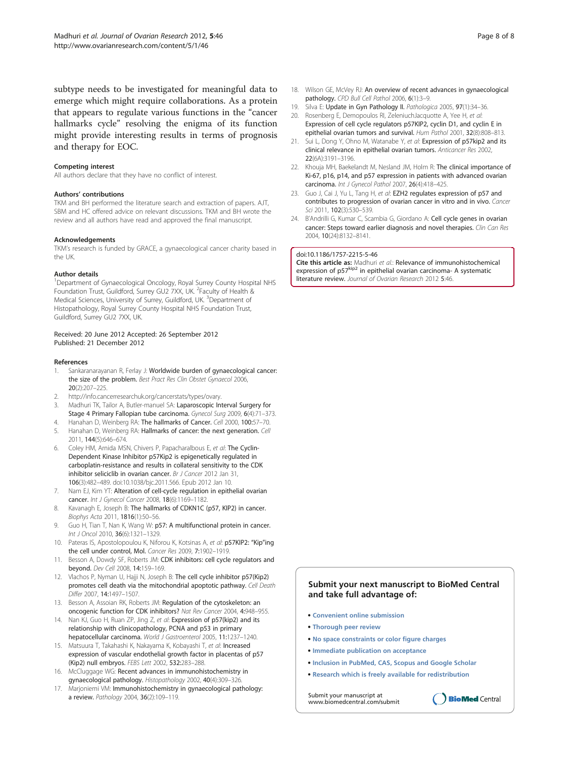subtype needs to be investigated for meaningful data to emerge which might require collaborations. As a protein that appears to regulate various functions in the "cancer hallmarks cycle" resolving the enigma of its function might provide interesting results in terms of prognosis and therapy for EOC.

#### Competing interest

All authors declare that they have no conflict of interest.

#### Authors' contributions

TKM and BH performed the literature search and extraction of papers. AJT, SBM and HC offered advice on relevant discussions. TKM and BH wrote the review and all authors have read and approved the final manuscript.

#### Acknowledgements

TKM's research is funded by GRACE, a gynaecological cancer charity based in the UK.

#### Author details

[1]Department of Gynaecological Oncology, Royal Surrey County Hospital NHS Foundation Trust, Guildford, Surrey GU2 7XX, UK. [2]Faculty of Health & Medical Sciences, University of Surrey, Guildford, UK. [3]Department of Histopathology, Royal Surrey County Hospital NHS Foundation Trust, Guildford, Surrey GU2 7XX, UK.

Received: 20 June 2012 Accepted: 26 September 2012
Published: 21 December 2012

#### References

1. Sankaranarayanan R, Ferlay J: **Worldwide burden of gynaecological cancer: the size of the problem.** *Best Pract Res Clin Obstet Gynaecol* 2006, **20**(2):207–225.
2. http://info.cancerresearchuk.org/cancerstats/types/ovary.
3. Madhuri TK, Tailor A, Butler-manuel SA: **Laparoscopic Interval Surgery for Stage 4 Primary Fallopian tube carcinoma.** *Gynecol Surg* 2009, **6**(4):71–373.
4. Hanahan D, Weinberg RA: **The hallmarks of Cancer.** *Cell* 2000, **100**:57–70.
5. Hanahan D, Weinberg RA: **Hallmarks of cancer: the next generation.** *Cell* 2011, **144**(5):646–674.
6. Coley HM, Arnida MSN, Chivers P, Papacharalbous E, *et al*: **The Cyclin-Dependent Kinase Inhibitor p57Kip2 is epigenetically regulated in carboplatin-resistance and results in collateral sensitivity to the CDK inhibitor seliciclib in ovarian cancer.** *Br J Cancer* 2012 Jan 31, **106**(3):482–489. doi:10.1038/bjc.2011.566. Epub 2012 Jan 10.
7. Nam EJ, Kim YT: **Alteration of cell-cycle regulation in epithelial ovarian cancer.** *Int J Gynecol Cancer* 2008, **18**(6):1169–1182.
8. Kavanagh E, Joseph B: **The hallmarks of CDKN1C (p57, KIP2) in cancer.** *Biophys Acta* 2011, **1816**(1):50–56.
9. Guo H, Tian T, Nan K, Wang W: **p57: A multifunctional protein in cancer.** *Int J Oncol* 2010, **36**(6):1321–1329.
10. Pateras IS, Apostolopoulou K, Niforou K, Kotsinas A, *et al*: **p57KIP2: "Kip"ing the cell under control, Mol.** *Cancer Res* 2009, **7**:1902–1919.
11. Besson A, Dowdy SF, Roberts JM: **CDK inhibitors: cell cycle regulators and beyond.** *Dev Cell* 2008, **14**:159–169.
12. Vlachos P, Nyman U, Hajji N, Joseph B: **The cell cycle inhibitor p57(Kip2) promotes cell death via the mitochondrial apoptotic pathway.** *Cell Death Differ* 2007, **14**:1497–1507.
13. Besson A, Assoian RK, Roberts JM: **Regulation of the cytoskeleton: an oncogenic function for CDK inhibitors?** *Nat Rev Cancer* 2004, **4**:948–955.
14. Nan KJ, Guo H, Ruan ZP, Jing Z, *et al*: **Expression of p57(kip2) and its relationship with clinicopathology, PCNA and p53 in primary hepatocellular carcinoma.** *World J Gastroenterol* 2005, **11**:1237–1240.
15. Matsuura T, Takahashi K, Nakayama K, Kobayashi T, *et al*: **Increased expression of vascular endothelial growth factor in placentas of p57 (Kip2) null embryos.** *FEBS Lett* 2002, **532**:283–288.
16. McCluggage WG: **Recent advances in immunohistochemistry in gynaecological pathology.** *Histopathology* 2002, **40**(4):309–326.
17. Marjoniemi VM: **Immunohistochemistry in gynaecological pathology: a review.** *Pathology* 2004, **36**(2):109–119.
18. Wilson GE, McVey RJ: **An overview of recent advances in gynaecological pathology.** *CPD Bull Cell Pathol* 2006, **6**(1):3–9.
19. Silva E: **Update in Gyn Pathology II.** *Pathologica* 2005, **97**(1):34–36.
20. Rosenberg E, Demopoulos RI, ZeleniuchJacquotte A, Yee H, *et al*: **Expression of cell cycle regulators p57KIP2, cyclin D1, and cyclin E in epithelial ovarian tumors and survival.** *Hum Pathol* 2001, **32**(8):808–813.
21. Sui L, Dong Y, Ohno M, Watanabe Y, *et al*: **Expression of p57kip2 and its clinical relevance in epithelial ovarian tumors.** *Anticancer Res* 2002, **22**(6A):3191–3196.
22. Khouja MH, Baekelandt M, Nesland JM, Holm R: **The clinical importance of Ki-67, p16, p14, and p57 expression in patients with advanced ovarian carcinoma.** *Int J Gynecol Pathol* 2007, **26**(4):418–425.
23. Guo J, Cai J, Yu L, Tang H, *et al*: **EZH2 regulates expression of p57 and contributes to progression of ovarian cancer in vitro and in vivo.** *Cancer Sci* 2011, **102**(3):530–539.
24. B'Andrilli G, Kumar C, Scambia G, Giordano A: **Cell cycle genes in ovarian cancer: Steps toward earlier diagnosis and novel therapies.** *Clin Can Res* 2004, **10**(24):8132–8141.

doi:10.1186/1757-2215-5-46
**Cite this article as:** Madhuri *et al.*: Relevance of immunohistochemical expression of $p57^{kip2}$ in epithelial ovarian carcinoma- A systematic literature review. *Journal of Ovarian Research* 2012 **5**:46.